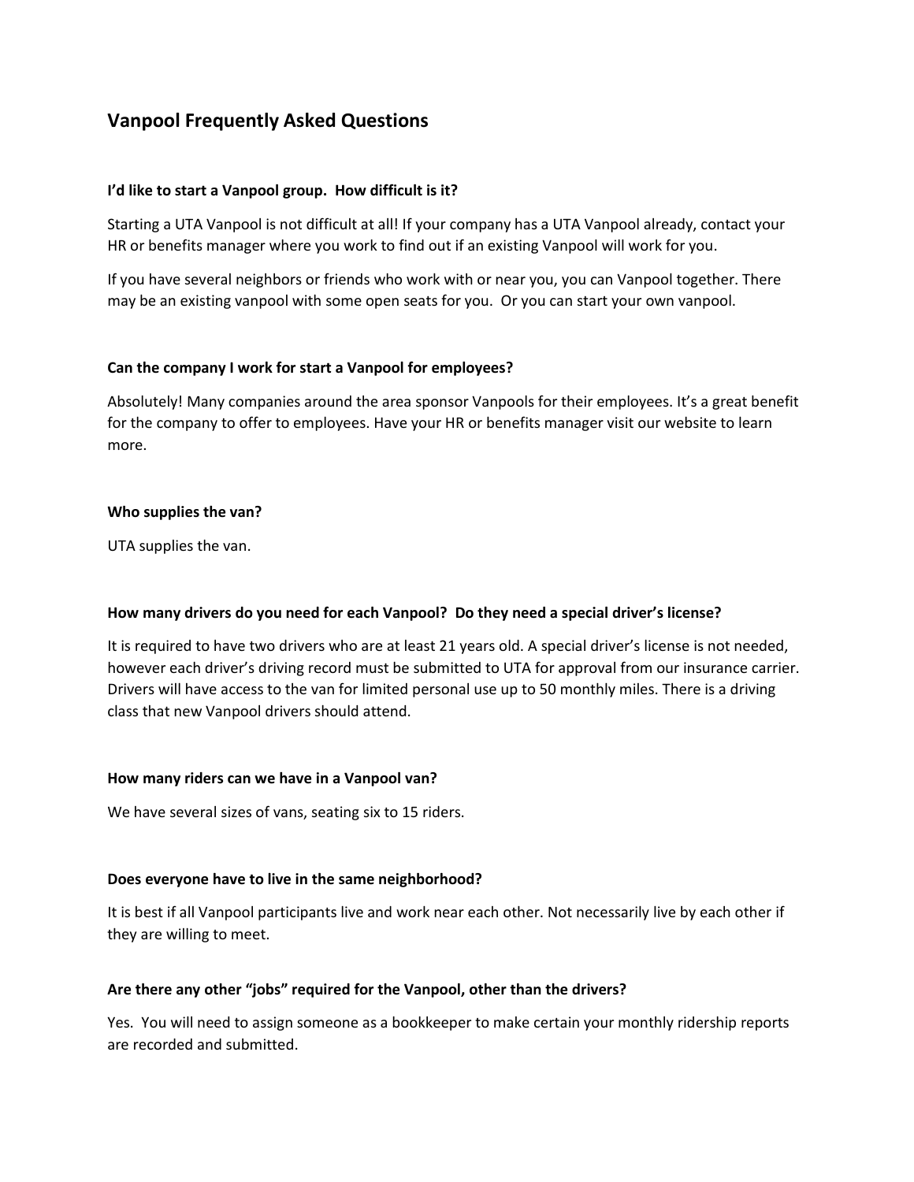# Vanpool Frequently Asked Questions

**I'd like to start a Vanpool group. How difficult is it?**

Starting a UTA Vanpool is not difficult at all! If your company has a UTA Vanpool already, contact your HR or benefits manager where you work to find out if an existing Vanpool will work for you.

If you have several neighbors or friends who work with or near you, you can Vanpool together. There may be an existing vanpool with some open seats for you. Or you can start your own vanpool.

**Can the company I work for start a Vanpool for employees?**

Absolutely! Many companies around the area sponsor Vanpools for their employees. It's a great benefit for the company to offer to employees. Have your HR or benefits manager visit our website to learn more.

**Who supplies the van?**

UTA supplies the van.

**How many drivers do you need for each Vanpool? Do they need a special driver's license?**

It is required to have two drivers who are at least 21 years old. A special driver's license is not needed, however each driver's driving record must be submitted to UTA for approval from our insurance carrier. Drivers will have access to the van for limited personal use up to 50 monthly miles. There is a driving class that new Vanpool drivers should attend.

**How many riders can we have in a Vanpool van?**

We have several sizes of vans, seating six to 15 riders.

**Does everyone have to live in the same neighborhood?**

It is best if all Vanpool participants live and work near each other. Not necessarily live by each other if they are willing to meet.

**Are there any other "jobs" required for the Vanpool, other than the drivers?**

Yes. You will need to assign someone as a bookkeeper to make certain your monthly ridership reports are recorded and submitted.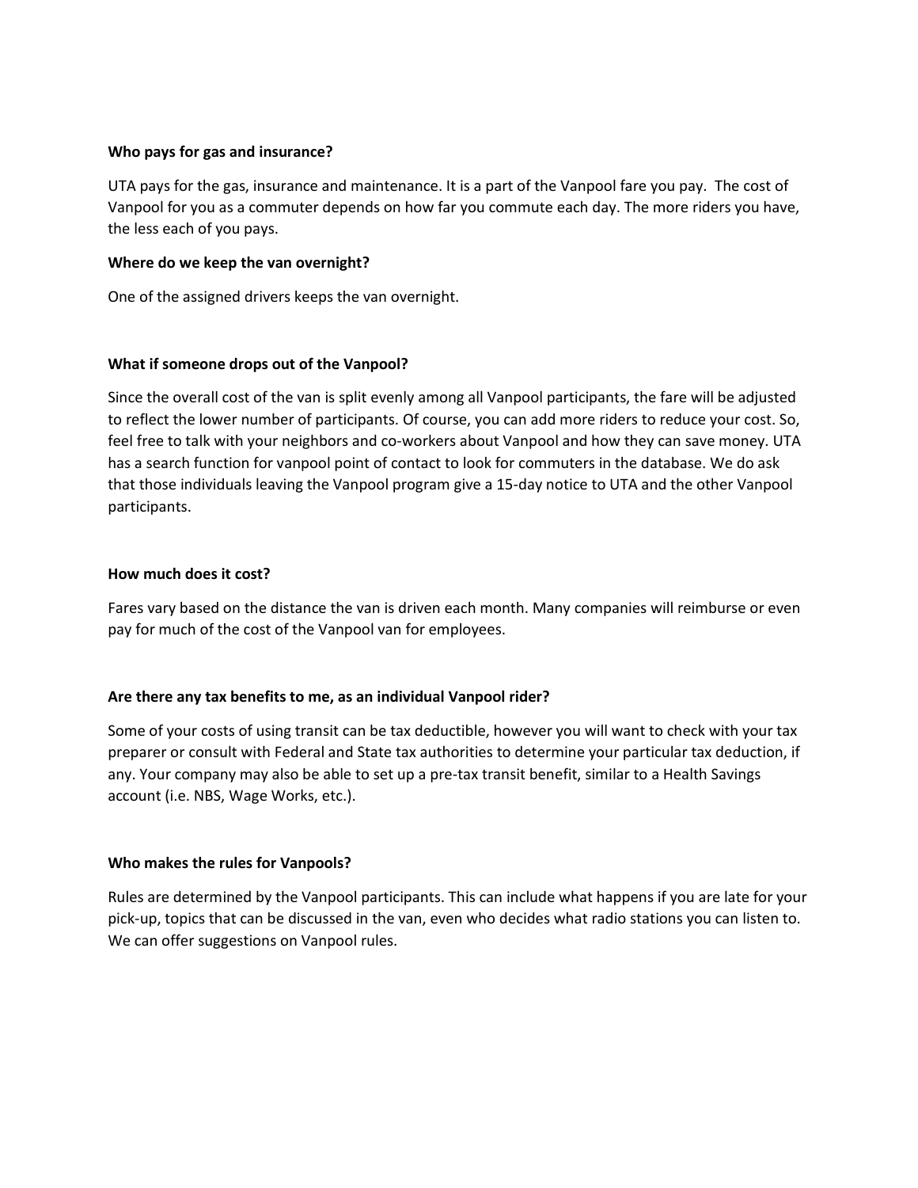**Who pays for gas and insurance?**

UTA pays for the gas, insurance and maintenance. It is a part of the Vanpool fare you pay. The cost of Vanpool for you as a commuter depends on how far you commute each day. The more riders you have, the less each of you pays.

**Where do we keep the van overnight?**

One of the assigned drivers keeps the van overnight.

**What if someone drops out of the Vanpool?**

Since the overall cost of the van is split evenly among all Vanpool participants, the fare will be adjusted to reflect the lower number of participants. Of course, you can add more riders to reduce your cost. So, feel free to talk with your neighbors and co-workers about Vanpool and how they can save money. UTA has a search function for vanpool point of contact to look for commuters in the database. We do ask that those individuals leaving the Vanpool program give a 15-day notice to UTA and the other Vanpool participants.

**How much does it cost?**

Fares vary based on the distance the van is driven each month. Many companies will reimburse or even pay for much of the cost of the Vanpool van for employees.

**Are there any tax benefits to me, as an individual Vanpool rider?**

Some of your costs of using transit can be tax deductible, however you will want to check with your tax preparer or consult with Federal and State tax authorities to determine your particular tax deduction, if any. Your company may also be able to set up a pre-tax transit benefit, similar to a Health Savings account (i.e. NBS, Wage Works, etc.).

**Who makes the rules for Vanpools?**

Rules are determined by the Vanpool participants. This can include what happens if you are late for your pick-up, topics that can be discussed in the van, even who decides what radio stations you can listen to. We can offer suggestions on Vanpool rules.